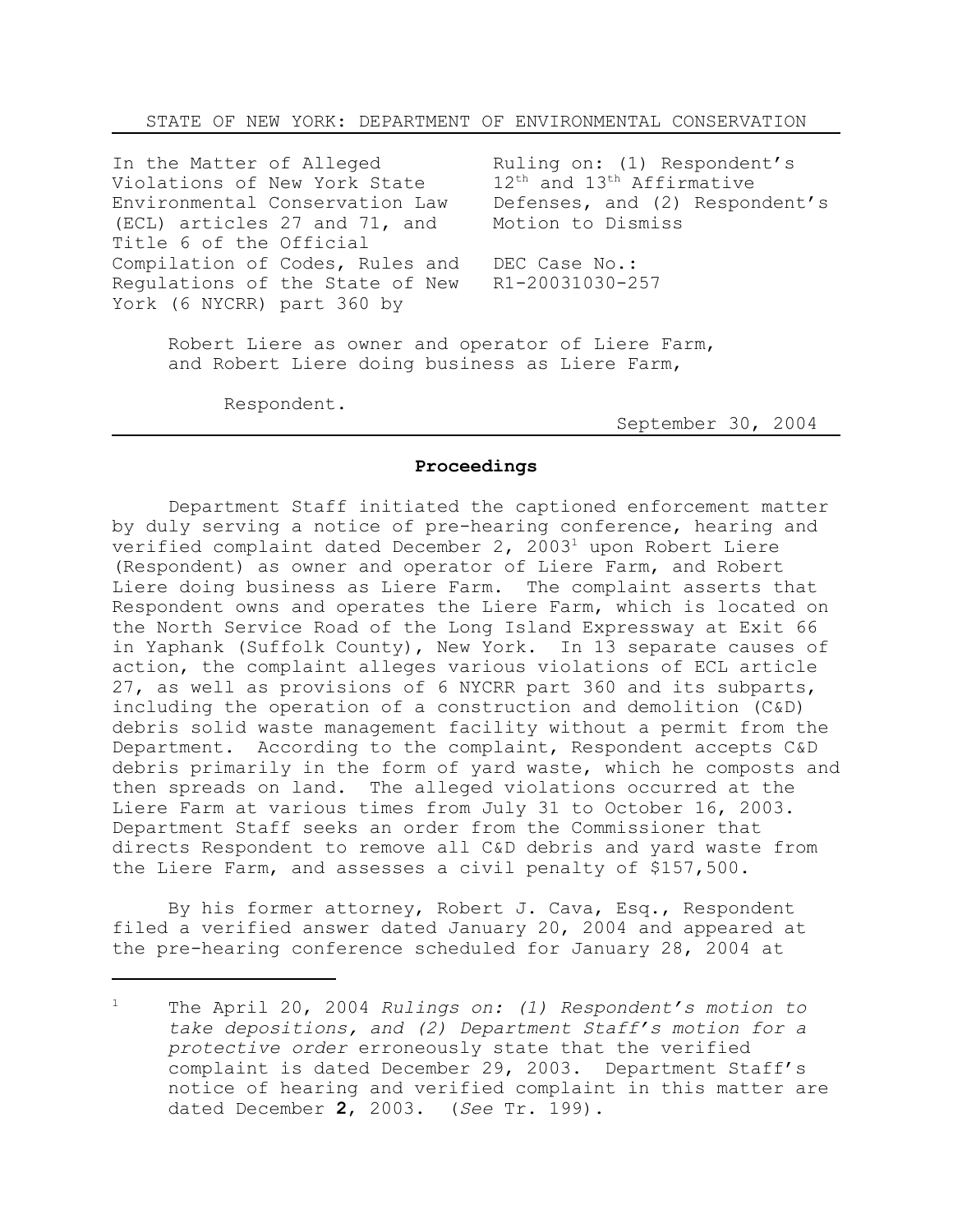STATE OF NEW YORK: DEPARTMENT OF ENVIRONMENTAL CONSERVATION

| | |
|---|---|
| In the Matter of Alleged Violations of New York State Environmental Conservation Law (ECL) articles 27 and 71, and Title 6 of the Official Compilation of Codes, Rules and Regulations of the State of New York (6 NYCRR) part 360 by | Ruling on: (1) Respondent's 12th and 13th Affirmative Defenses, and (2) Respondent's Motion to Dismiss<br><br>DEC Case No.: R1-20031030-257 |

Robert Liere as owner and operator of Liere Farm, and Robert Liere doing business as Liere Farm,

Respondent.

September 30, 2004

## Proceedings

Department Staff initiated the captioned enforcement matter by duly serving a notice of pre-hearing conference, hearing and verified complaint dated December 2, 2003[1] upon Robert Liere (Respondent) as owner and operator of Liere Farm, and Robert Liere doing business as Liere Farm. The complaint asserts that Respondent owns and operates the Liere Farm, which is located on the North Service Road of the Long Island Expressway at Exit 66 in Yaphank (Suffolk County), New York. In 13 separate causes of action, the complaint alleges various violations of ECL article 27, as well as provisions of 6 NYCRR part 360 and its subparts, including the operation of a construction and demolition (C&D) debris solid waste management facility without a permit from the Department. According to the complaint, Respondent accepts C&D debris primarily in the form of yard waste, which he composts and then spreads on land. The alleged violations occurred at the Liere Farm at various times from July 31 to October 16, 2003. Department Staff seeks an order from the Commissioner that directs Respondent to remove all C&D debris and yard waste from the Liere Farm, and assesses a civil penalty of $157,500.

By his former attorney, Robert J. Cava, Esq., Respondent filed a verified answer dated January 20, 2004 and appeared at the pre-hearing conference scheduled for January 28, 2004 at

---

[1] The April 20, 2004 *Rulings on: (1) Respondent's motion to take depositions, and (2) Department Staff's motion for a protective order* erroneously state that the verified complaint is dated December 29, 2003. Department Staff's notice of hearing and verified complaint in this matter are dated December **2**, 2003. (*See* Tr. 199).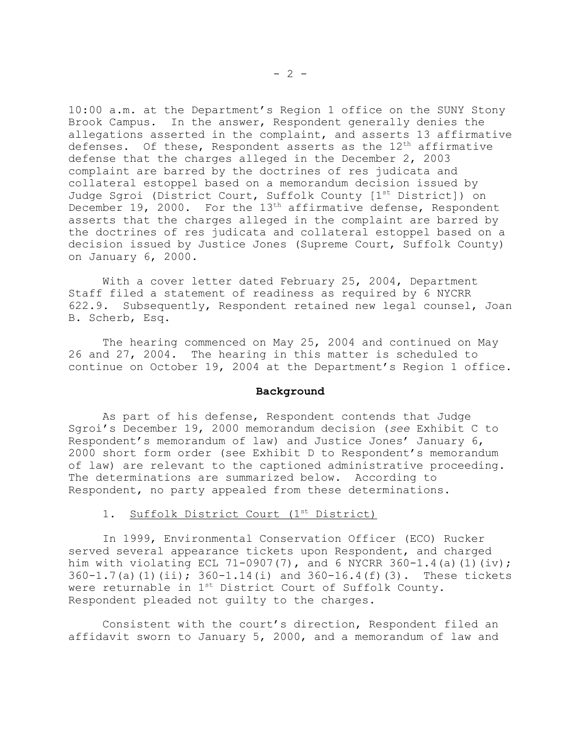10:00 a.m. at the Department's Region 1 office on the SUNY Stony Brook Campus. In the answer, Respondent generally denies the allegations asserted in the complaint, and asserts 13 affirmative defenses. Of these, Respondent asserts as the 12th affirmative defense that the charges alleged in the December 2, 2003 complaint are barred by the doctrines of res judicata and collateral estoppel based on a memorandum decision issued by Judge Sgroi (District Court, Suffolk County [1st District]) on December 19, 2000. For the 13th affirmative defense, Respondent asserts that the charges alleged in the complaint are barred by the doctrines of res judicata and collateral estoppel based on a decision issued by Justice Jones (Supreme Court, Suffolk County) on January 6, 2000.

With a cover letter dated February 25, 2004, Department Staff filed a statement of readiness as required by 6 NYCRR 622.9. Subsequently, Respondent retained new legal counsel, Joan B. Scherb, Esq.

The hearing commenced on May 25, 2004 and continued on May 26 and 27, 2004. The hearing in this matter is scheduled to continue on October 19, 2004 at the Department's Region 1 office.

**Background**

As part of his defense, Respondent contends that Judge Sgroi's December 19, 2000 memorandum decision (*see* Exhibit C to Respondent's memorandum of law) and Justice Jones' January 6, 2000 short form order (see Exhibit D to Respondent's memorandum of law) are relevant to the captioned administrative proceeding. The determinations are summarized below. According to Respondent, no party appealed from these determinations.

1. Suffolk District Court (1st District)

In 1999, Environmental Conservation Officer (ECO) Rucker served several appearance tickets upon Respondent, and charged him with violating ECL 71-0907(7), and 6 NYCRR 360-1.4(a)(1)(iv); 360-1.7(a)(1)(ii); 360-1.14(i) and 360-16.4(f)(3). These tickets were returnable in 1st District Court of Suffolk County. Respondent pleaded not guilty to the charges.

Consistent with the court's direction, Respondent filed an affidavit sworn to January 5, 2000, and a memorandum of law and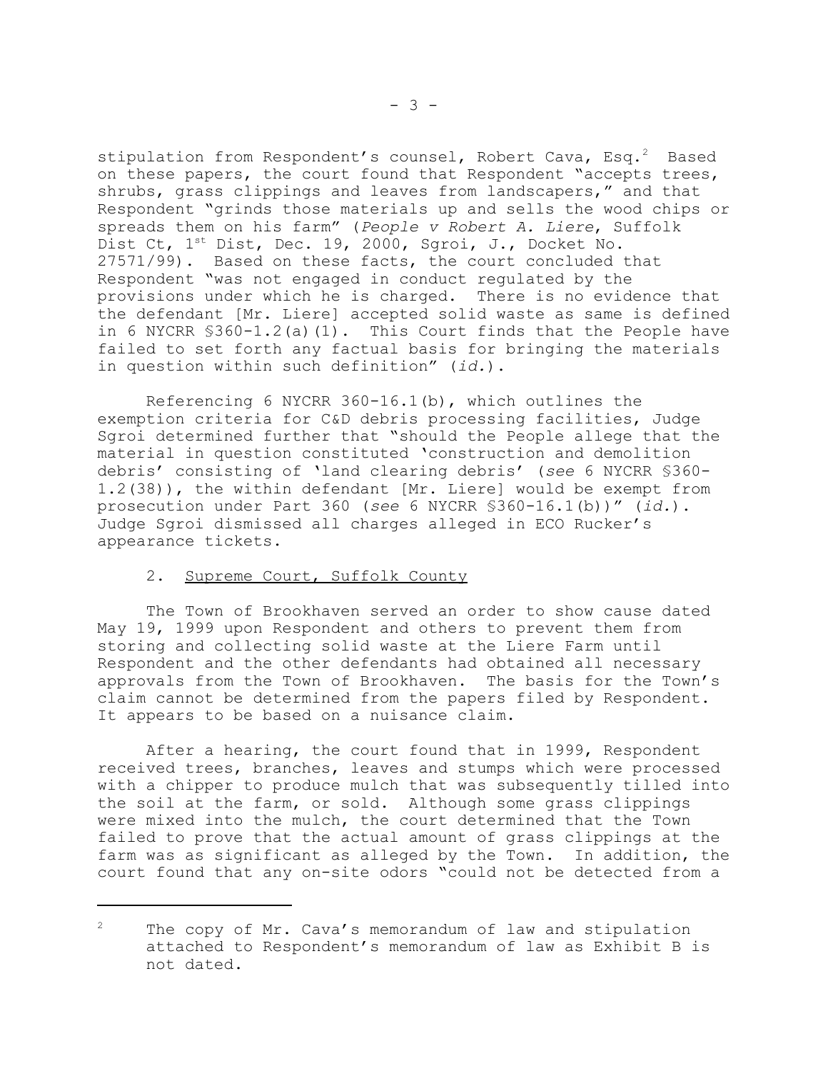stipulation from Respondent's counsel, Robert Cava, Esq.[2] Based on these papers, the court found that Respondent "accepts trees, shrubs, grass clippings and leaves from landscapers," and that Respondent "grinds those materials up and sells the wood chips or spreads them on his farm" (*People v Robert A. Liere*, Suffolk Dist Ct, 1st Dist, Dec. 19, 2000, Sgroi, J., Docket No. 27571/99). Based on these facts, the court concluded that Respondent "was not engaged in conduct regulated by the provisions under which he is charged. There is no evidence that the defendant [Mr. Liere] accepted solid waste as same is defined in 6 NYCRR §360-1.2(a)(1). This Court finds that the People have failed to set forth any factual basis for bringing the materials in question within such definition" (*id.*).

Referencing 6 NYCRR 360-16.1(b), which outlines the exemption criteria for C&D debris processing facilities, Judge Sgroi determined further that "should the People allege that the material in question constituted 'construction and demolition debris' consisting of 'land clearing debris' (*see* 6 NYCRR §360-1.2(38)), the within defendant [Mr. Liere] would be exempt from prosecution under Part 360 (*see* 6 NYCRR §360-16.1(b))" (*id.*). Judge Sgroi dismissed all charges alleged in ECO Rucker's appearance tickets.

2. Supreme Court, Suffolk County

The Town of Brookhaven served an order to show cause dated May 19, 1999 upon Respondent and others to prevent them from storing and collecting solid waste at the Liere Farm until Respondent and the other defendants had obtained all necessary approvals from the Town of Brookhaven. The basis for the Town's claim cannot be determined from the papers filed by Respondent. It appears to be based on a nuisance claim.

After a hearing, the court found that in 1999, Respondent received trees, branches, leaves and stumps which were processed with a chipper to produce mulch that was subsequently tilled into the soil at the farm, or sold. Although some grass clippings were mixed into the mulch, the court determined that the Town failed to prove that the actual amount of grass clippings at the farm was as significant as alleged by the Town. In addition, the court found that any on-site odors "could not be detected from a

[2] The copy of Mr. Cava's memorandum of law and stipulation attached to Respondent's memorandum of law as Exhibit B is not dated.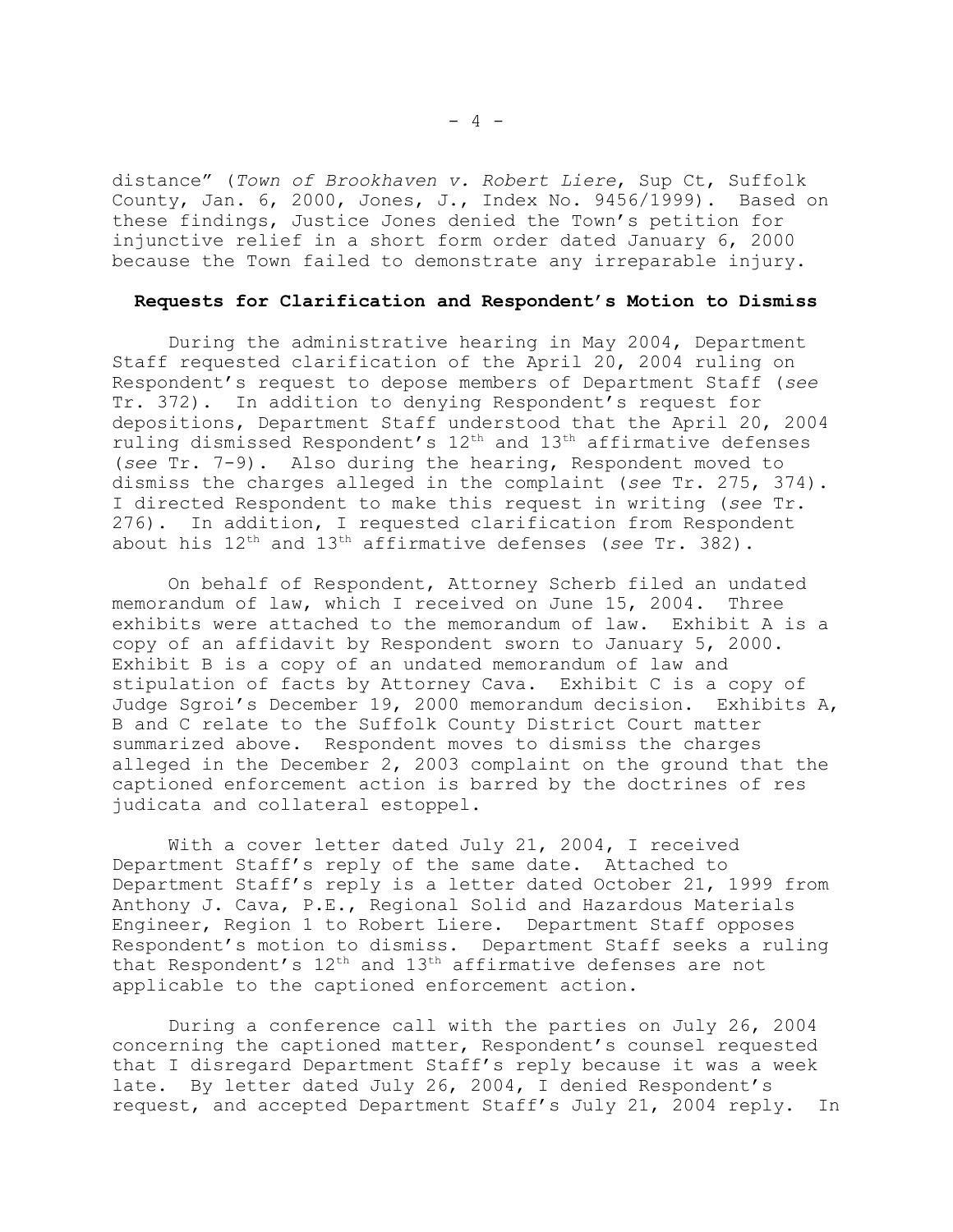distance" (*Town of Brookhaven v. Robert Liere*, Sup Ct, Suffolk County, Jan. 6, 2000, Jones, J., Index No. 9456/1999). Based on these findings, Justice Jones denied the Town's petition for injunctive relief in a short form order dated January 6, 2000 because the Town failed to demonstrate any irreparable injury.

**Requests for Clarification and Respondent's Motion to Dismiss**

During the administrative hearing in May 2004, Department Staff requested clarification of the April 20, 2004 ruling on Respondent's request to depose members of Department Staff (*see* Tr. 372). In addition to denying Respondent's request for depositions, Department Staff understood that the April 20, 2004 ruling dismissed Respondent's 12th and 13th affirmative defenses (*see* Tr. 7-9). Also during the hearing, Respondent moved to dismiss the charges alleged in the complaint (*see* Tr. 275, 374). I directed Respondent to make this request in writing (*see* Tr. 276). In addition, I requested clarification from Respondent about his 12th and 13th affirmative defenses (*see* Tr. 382).

On behalf of Respondent, Attorney Scherb filed an undated memorandum of law, which I received on June 15, 2004. Three exhibits were attached to the memorandum of law. Exhibit A is a copy of an affidavit by Respondent sworn to January 5, 2000. Exhibit B is a copy of an undated memorandum of law and stipulation of facts by Attorney Cava. Exhibit C is a copy of Judge Sgroi's December 19, 2000 memorandum decision. Exhibits A, B and C relate to the Suffolk County District Court matter summarized above. Respondent moves to dismiss the charges alleged in the December 2, 2003 complaint on the ground that the captioned enforcement action is barred by the doctrines of res judicata and collateral estoppel.

With a cover letter dated July 21, 2004, I received Department Staff's reply of the same date. Attached to Department Staff's reply is a letter dated October 21, 1999 from Anthony J. Cava, P.E., Regional Solid and Hazardous Materials Engineer, Region 1 to Robert Liere. Department Staff opposes Respondent's motion to dismiss. Department Staff seeks a ruling that Respondent's 12th and 13th affirmative defenses are not applicable to the captioned enforcement action.

During a conference call with the parties on July 26, 2004 concerning the captioned matter, Respondent's counsel requested that I disregard Department Staff's reply because it was a week late. By letter dated July 26, 2004, I denied Respondent's request, and accepted Department Staff's July 21, 2004 reply. In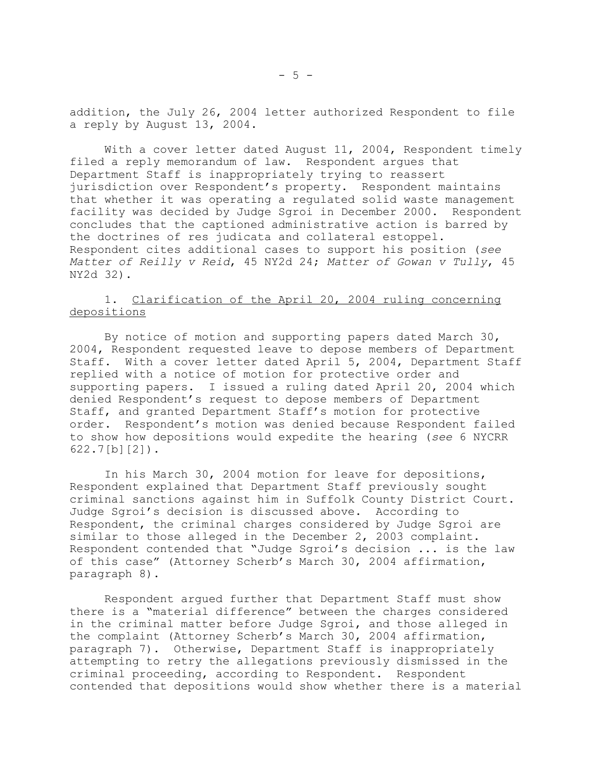addition, the July 26, 2004 letter authorized Respondent to file a reply by August 13, 2004.

With a cover letter dated August 11, 2004, Respondent timely filed a reply memorandum of law. Respondent argues that Department Staff is inappropriately trying to reassert jurisdiction over Respondent's property. Respondent maintains that whether it was operating a regulated solid waste management facility was decided by Judge Sgroi in December 2000. Respondent concludes that the captioned administrative action is barred by the doctrines of res judicata and collateral estoppel. Respondent cites additional cases to support his position (*see Matter of Reilly v Reid*, 45 NY2d 24; *Matter of Gowan v Tully*, 45 NY2d 32).

1. <u>Clarification of the April 20, 2004 ruling concerning depositions</u>

By notice of motion and supporting papers dated March 30, 2004, Respondent requested leave to depose members of Department Staff. With a cover letter dated April 5, 2004, Department Staff replied with a notice of motion for protective order and supporting papers. I issued a ruling dated April 20, 2004 which denied Respondent's request to depose members of Department Staff, and granted Department Staff's motion for protective order. Respondent's motion was denied because Respondent failed to show how depositions would expedite the hearing (*see* 6 NYCRR 622.7[b][2]).

In his March 30, 2004 motion for leave for depositions, Respondent explained that Department Staff previously sought criminal sanctions against him in Suffolk County District Court. Judge Sgroi's decision is discussed above. According to Respondent, the criminal charges considered by Judge Sgroi are similar to those alleged in the December 2, 2003 complaint. Respondent contended that "Judge Sgroi's decision ... is the law of this case" (Attorney Scherb's March 30, 2004 affirmation, paragraph 8).

Respondent argued further that Department Staff must show there is a "material difference" between the charges considered in the criminal matter before Judge Sgroi, and those alleged in the complaint (Attorney Scherb's March 30, 2004 affirmation, paragraph 7). Otherwise, Department Staff is inappropriately attempting to retry the allegations previously dismissed in the criminal proceeding, according to Respondent. Respondent contended that depositions would show whether there is a material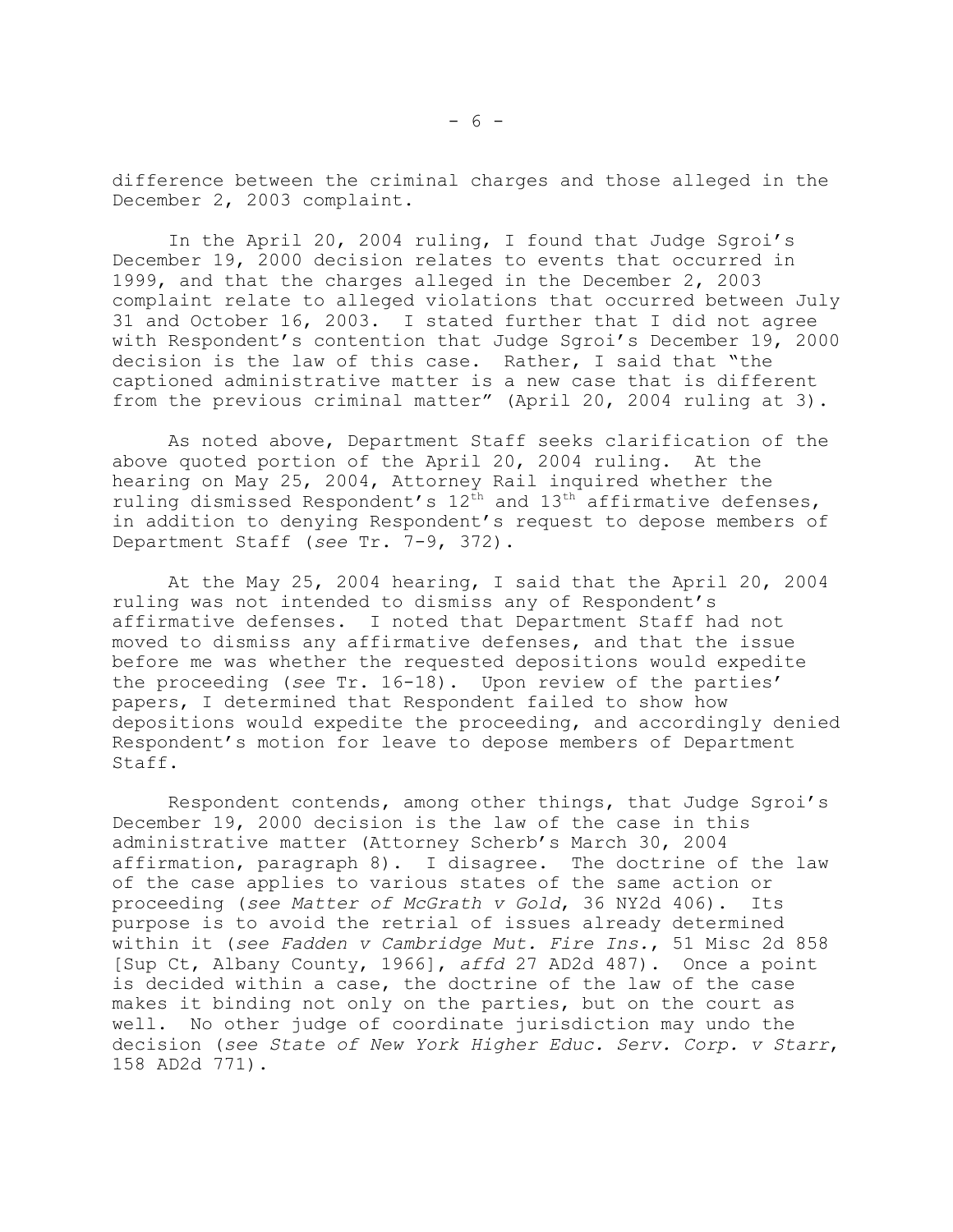difference between the criminal charges and those alleged in the December 2, 2003 complaint.

In the April 20, 2004 ruling, I found that Judge Sgroi's December 19, 2000 decision relates to events that occurred in 1999, and that the charges alleged in the December 2, 2003 complaint relate to alleged violations that occurred between July 31 and October 16, 2003. I stated further that I did not agree with Respondent's contention that Judge Sgroi's December 19, 2000 decision is the law of this case. Rather, I said that "the captioned administrative matter is a new case that is different from the previous criminal matter" (April 20, 2004 ruling at 3).

As noted above, Department Staff seeks clarification of the above quoted portion of the April 20, 2004 ruling. At the hearing on May 25, 2004, Attorney Rail inquired whether the ruling dismissed Respondent's 12th and 13th affirmative defenses, in addition to denying Respondent's request to depose members of Department Staff (*see* Tr. 7-9, 372).

At the May 25, 2004 hearing, I said that the April 20, 2004 ruling was not intended to dismiss any of Respondent's affirmative defenses. I noted that Department Staff had not moved to dismiss any affirmative defenses, and that the issue before me was whether the requested depositions would expedite the proceeding (*see* Tr. 16-18). Upon review of the parties' papers, I determined that Respondent failed to show how depositions would expedite the proceeding, and accordingly denied Respondent's motion for leave to depose members of Department Staff.

Respondent contends, among other things, that Judge Sgroi's December 19, 2000 decision is the law of the case in this administrative matter (Attorney Scherb's March 30, 2004 affirmation, paragraph 8). I disagree. The doctrine of the law of the case applies to various states of the same action or proceeding (*see Matter of McGrath v Gold*, 36 NY2d 406). Its purpose is to avoid the retrial of issues already determined within it (*see Fadden v Cambridge Mut. Fire Ins.*, 51 Misc 2d 858 [Sup Ct, Albany County, 1966], *affd* 27 AD2d 487). Once a point is decided within a case, the doctrine of the law of the case makes it binding not only on the parties, but on the court as well. No other judge of coordinate jurisdiction may undo the decision (*see State of New York Higher Educ. Serv. Corp. v Starr*, 158 AD2d 771).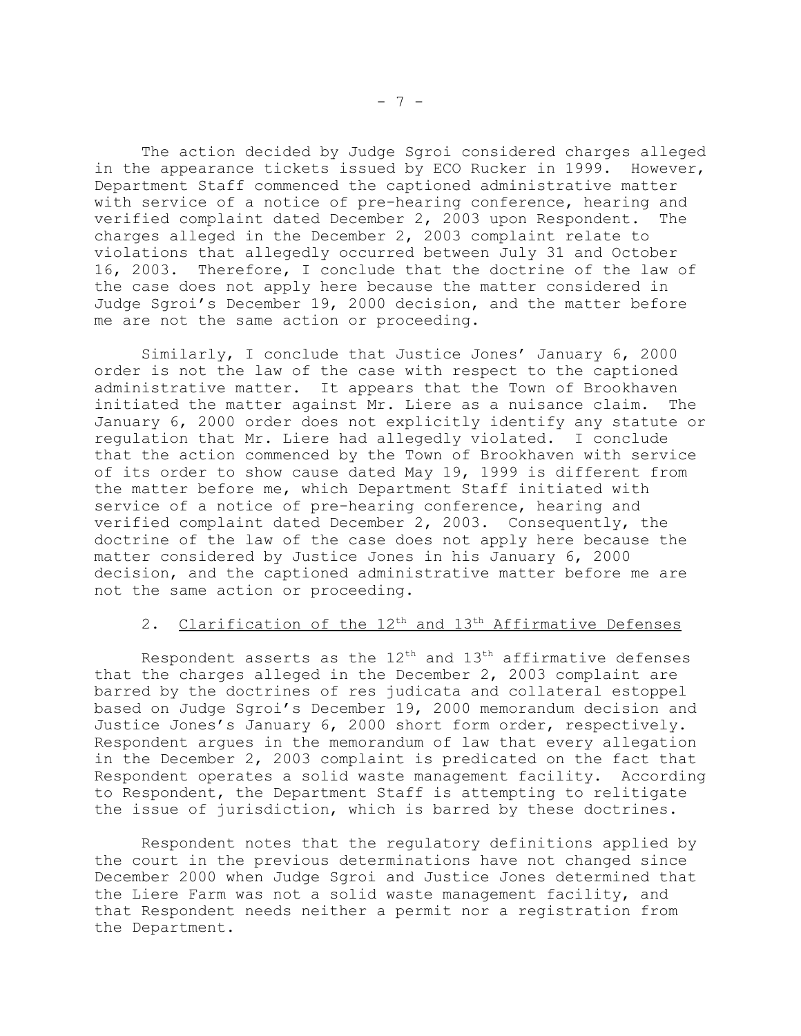The action decided by Judge Sgroi considered charges alleged in the appearance tickets issued by ECO Rucker in 1999. However, Department Staff commenced the captioned administrative matter with service of a notice of pre-hearing conference, hearing and verified complaint dated December 2, 2003 upon Respondent. The charges alleged in the December 2, 2003 complaint relate to violations that allegedly occurred between July 31 and October 16, 2003. Therefore, I conclude that the doctrine of the law of the case does not apply here because the matter considered in Judge Sgroi's December 19, 2000 decision, and the matter before me are not the same action or proceeding.

Similarly, I conclude that Justice Jones' January 6, 2000 order is not the law of the case with respect to the captioned administrative matter. It appears that the Town of Brookhaven initiated the matter against Mr. Liere as a nuisance claim. The January 6, 2000 order does not explicitly identify any statute or regulation that Mr. Liere had allegedly violated. I conclude that the action commenced by the Town of Brookhaven with service of its order to show cause dated May 19, 1999 is different from the matter before me, which Department Staff initiated with service of a notice of pre-hearing conference, hearing and verified complaint dated December 2, 2003. Consequently, the doctrine of the law of the case does not apply here because the matter considered by Justice Jones in his January 6, 2000 decision, and the captioned administrative matter before me are not the same action or proceeding.

### 2. Clarification of the 12th and 13th Affirmative Defenses

Respondent asserts as the 12th and 13th affirmative defenses that the charges alleged in the December 2, 2003 complaint are barred by the doctrines of res judicata and collateral estoppel based on Judge Sgroi's December 19, 2000 memorandum decision and Justice Jones's January 6, 2000 short form order, respectively. Respondent argues in the memorandum of law that every allegation in the December 2, 2003 complaint is predicated on the fact that Respondent operates a solid waste management facility. According to Respondent, the Department Staff is attempting to relitigate the issue of jurisdiction, which is barred by these doctrines.

Respondent notes that the regulatory definitions applied by the court in the previous determinations have not changed since December 2000 when Judge Sgroi and Justice Jones determined that the Liere Farm was not a solid waste management facility, and that Respondent needs neither a permit nor a registration from the Department.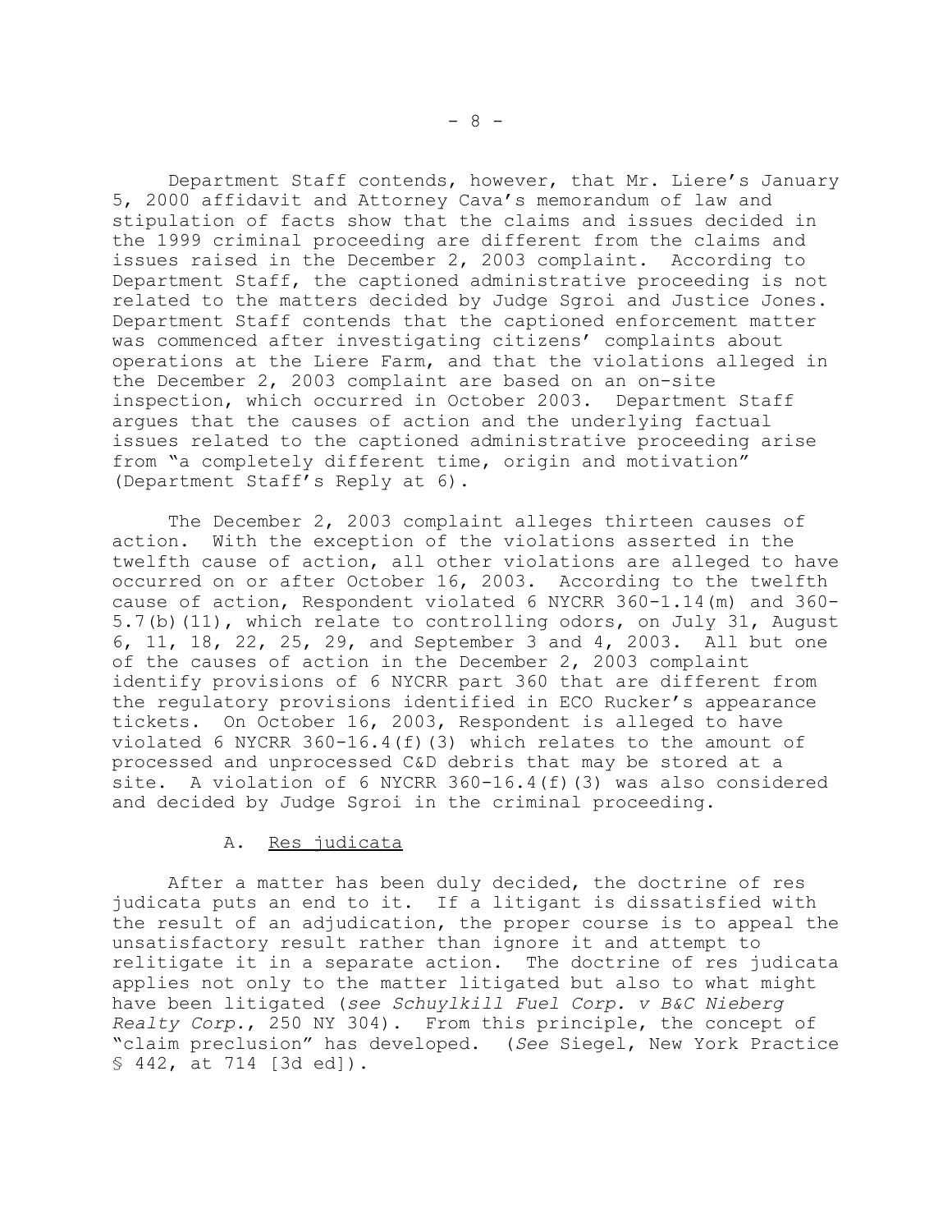Department Staff contends, however, that Mr. Liere's January 5, 2000 affidavit and Attorney Cava's memorandum of law and stipulation of facts show that the claims and issues decided in the 1999 criminal proceeding are different from the claims and issues raised in the December 2, 2003 complaint. According to Department Staff, the captioned administrative proceeding is not related to the matters decided by Judge Sgroi and Justice Jones. Department Staff contends that the captioned enforcement matter was commenced after investigating citizens' complaints about operations at the Liere Farm, and that the violations alleged in the December 2, 2003 complaint are based on an on-site inspection, which occurred in October 2003. Department Staff argues that the causes of action and the underlying factual issues related to the captioned administrative proceeding arise from "a completely different time, origin and motivation" (Department Staff's Reply at 6).

The December 2, 2003 complaint alleges thirteen causes of action. With the exception of the violations asserted in the twelfth cause of action, all other violations are alleged to have occurred on or after October 16, 2003. According to the twelfth cause of action, Respondent violated 6 NYCRR 360-1.14(m) and 360-5.7(b)(11), which relate to controlling odors, on July 31, August 6, 11, 18, 22, 25, 29, and September 3 and 4, 2003. All but one of the causes of action in the December 2, 2003 complaint identify provisions of 6 NYCRR part 360 that are different from the regulatory provisions identified in ECO Rucker's appearance tickets. On October 16, 2003, Respondent is alleged to have violated 6 NYCRR 360-16.4(f)(3) which relates to the amount of processed and unprocessed C&D debris that may be stored at a site. A violation of 6 NYCRR 360-16.4(f)(3) was also considered and decided by Judge Sgroi in the criminal proceeding.

### A. Res judicata

After a matter has been duly decided, the doctrine of res judicata puts an end to it. If a litigant is dissatisfied with the result of an adjudication, the proper course is to appeal the unsatisfactory result rather than ignore it and attempt to relitigate it in a separate action. The doctrine of res judicata applies not only to the matter litigated but also to what might have been litigated (*see Schuylkill Fuel Corp. v B&C Nieberg Realty Corp.*, 250 NY 304). From this principle, the concept of "claim preclusion" has developed. (*See* Siegel, New York Practice § 442, at 714 [3d ed]).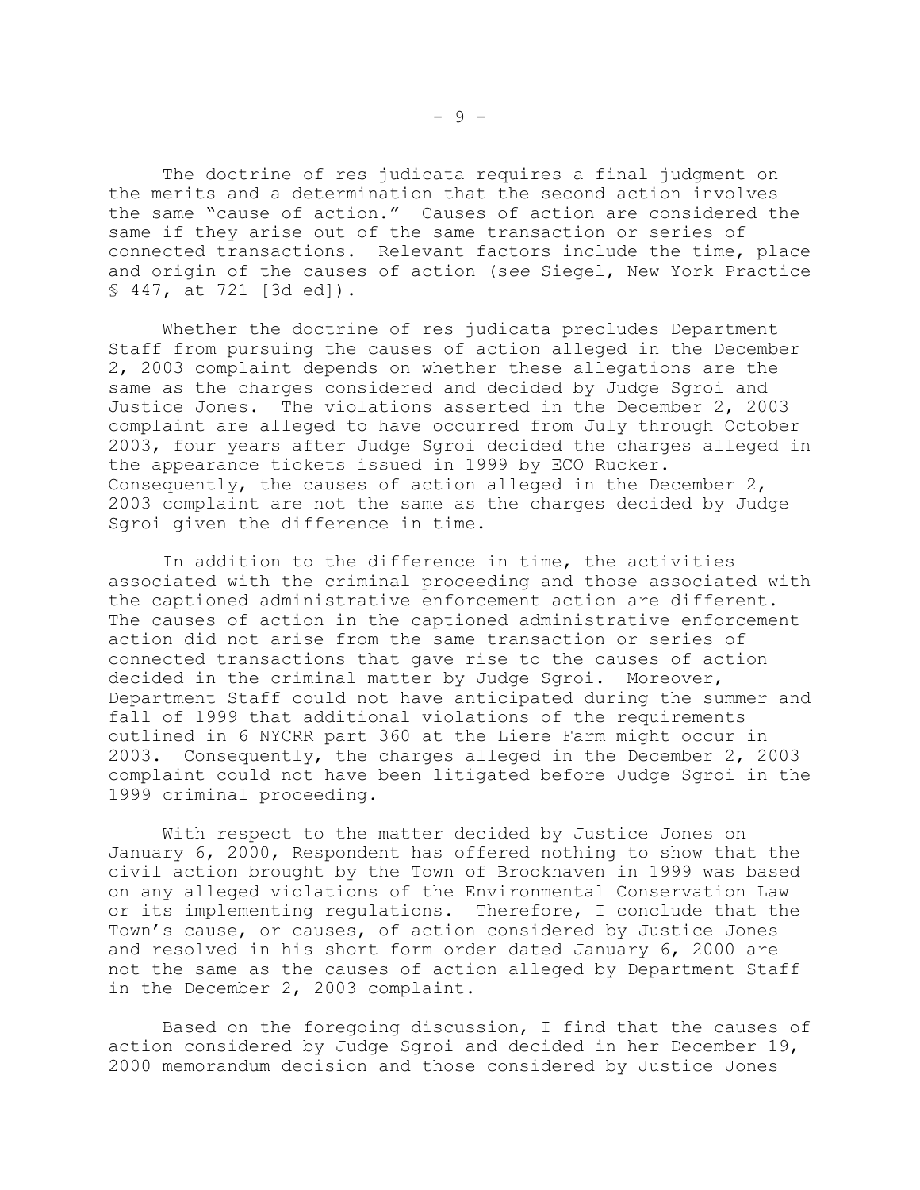The doctrine of res judicata requires a final judgment on the merits and a determination that the second action involves the same "cause of action." Causes of action are considered the same if they arise out of the same transaction or series of connected transactions. Relevant factors include the time, place and origin of the causes of action (*see* Siegel, New York Practice § 447, at 721 [3d ed]).

Whether the doctrine of res judicata precludes Department Staff from pursuing the causes of action alleged in the December 2, 2003 complaint depends on whether these allegations are the same as the charges considered and decided by Judge Sgroi and Justice Jones. The violations asserted in the December 2, 2003 complaint are alleged to have occurred from July through October 2003, four years after Judge Sgroi decided the charges alleged in the appearance tickets issued in 1999 by ECO Rucker. Consequently, the causes of action alleged in the December 2, 2003 complaint are not the same as the charges decided by Judge Sgroi given the difference in time.

In addition to the difference in time, the activities associated with the criminal proceeding and those associated with the captioned administrative enforcement action are different. The causes of action in the captioned administrative enforcement action did not arise from the same transaction or series of connected transactions that gave rise to the causes of action decided in the criminal matter by Judge Sgroi. Moreover, Department Staff could not have anticipated during the summer and fall of 1999 that additional violations of the requirements outlined in 6 NYCRR part 360 at the Liere Farm might occur in 2003. Consequently, the charges alleged in the December 2, 2003 complaint could not have been litigated before Judge Sgroi in the 1999 criminal proceeding.

With respect to the matter decided by Justice Jones on January 6, 2000, Respondent has offered nothing to show that the civil action brought by the Town of Brookhaven in 1999 was based on any alleged violations of the Environmental Conservation Law or its implementing regulations. Therefore, I conclude that the Town's cause, or causes, of action considered by Justice Jones and resolved in his short form order dated January 6, 2000 are not the same as the causes of action alleged by Department Staff in the December 2, 2003 complaint.

Based on the foregoing discussion, I find that the causes of action considered by Judge Sgroi and decided in her December 19, 2000 memorandum decision and those considered by Justice Jones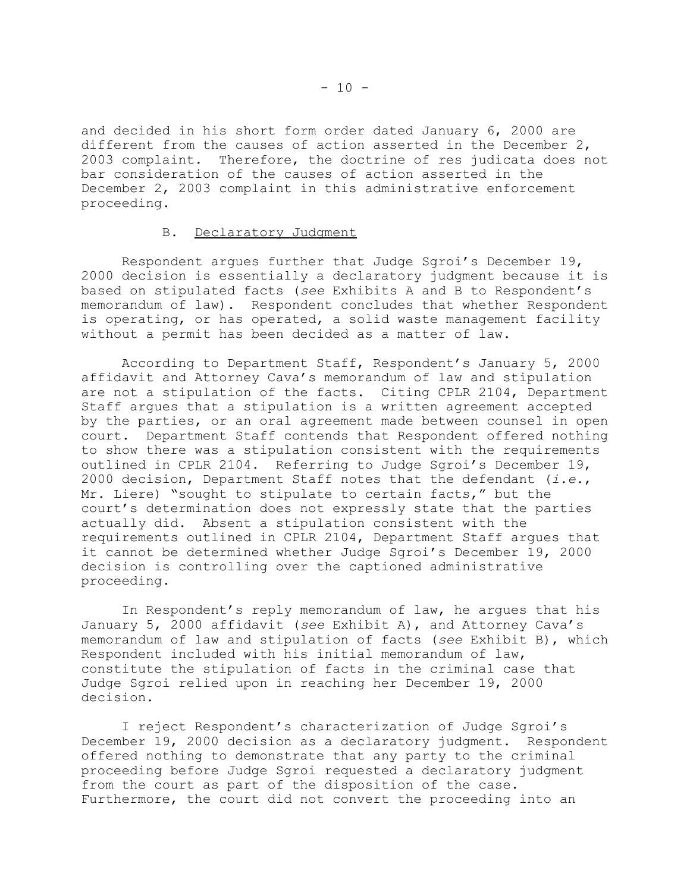and decided in his short form order dated January 6, 2000 are different from the causes of action asserted in the December 2, 2003 complaint. Therefore, the doctrine of res judicata does not bar consideration of the causes of action asserted in the December 2, 2003 complaint in this administrative enforcement proceeding.

B. Declaratory Judgment

Respondent argues further that Judge Sgroi's December 19, 2000 decision is essentially a declaratory judgment because it is based on stipulated facts (*see* Exhibits A and B to Respondent's memorandum of law). Respondent concludes that whether Respondent is operating, or has operated, a solid waste management facility without a permit has been decided as a matter of law.

According to Department Staff, Respondent's January 5, 2000 affidavit and Attorney Cava's memorandum of law and stipulation are not a stipulation of the facts. Citing CPLR 2104, Department Staff argues that a stipulation is a written agreement accepted by the parties, or an oral agreement made between counsel in open court. Department Staff contends that Respondent offered nothing to show there was a stipulation consistent with the requirements outlined in CPLR 2104. Referring to Judge Sgroi's December 19, 2000 decision, Department Staff notes that the defendant (*i.e.*, Mr. Liere) "sought to stipulate to certain facts," but the court's determination does not expressly state that the parties actually did. Absent a stipulation consistent with the requirements outlined in CPLR 2104, Department Staff argues that it cannot be determined whether Judge Sgroi's December 19, 2000 decision is controlling over the captioned administrative proceeding.

In Respondent's reply memorandum of law, he argues that his January 5, 2000 affidavit (*see* Exhibit A), and Attorney Cava's memorandum of law and stipulation of facts (*see* Exhibit B), which Respondent included with his initial memorandum of law, constitute the stipulation of facts in the criminal case that Judge Sgroi relied upon in reaching her December 19, 2000 decision.

I reject Respondent's characterization of Judge Sgroi's December 19, 2000 decision as a declaratory judgment. Respondent offered nothing to demonstrate that any party to the criminal proceeding before Judge Sgroi requested a declaratory judgment from the court as part of the disposition of the case. Furthermore, the court did not convert the proceeding into an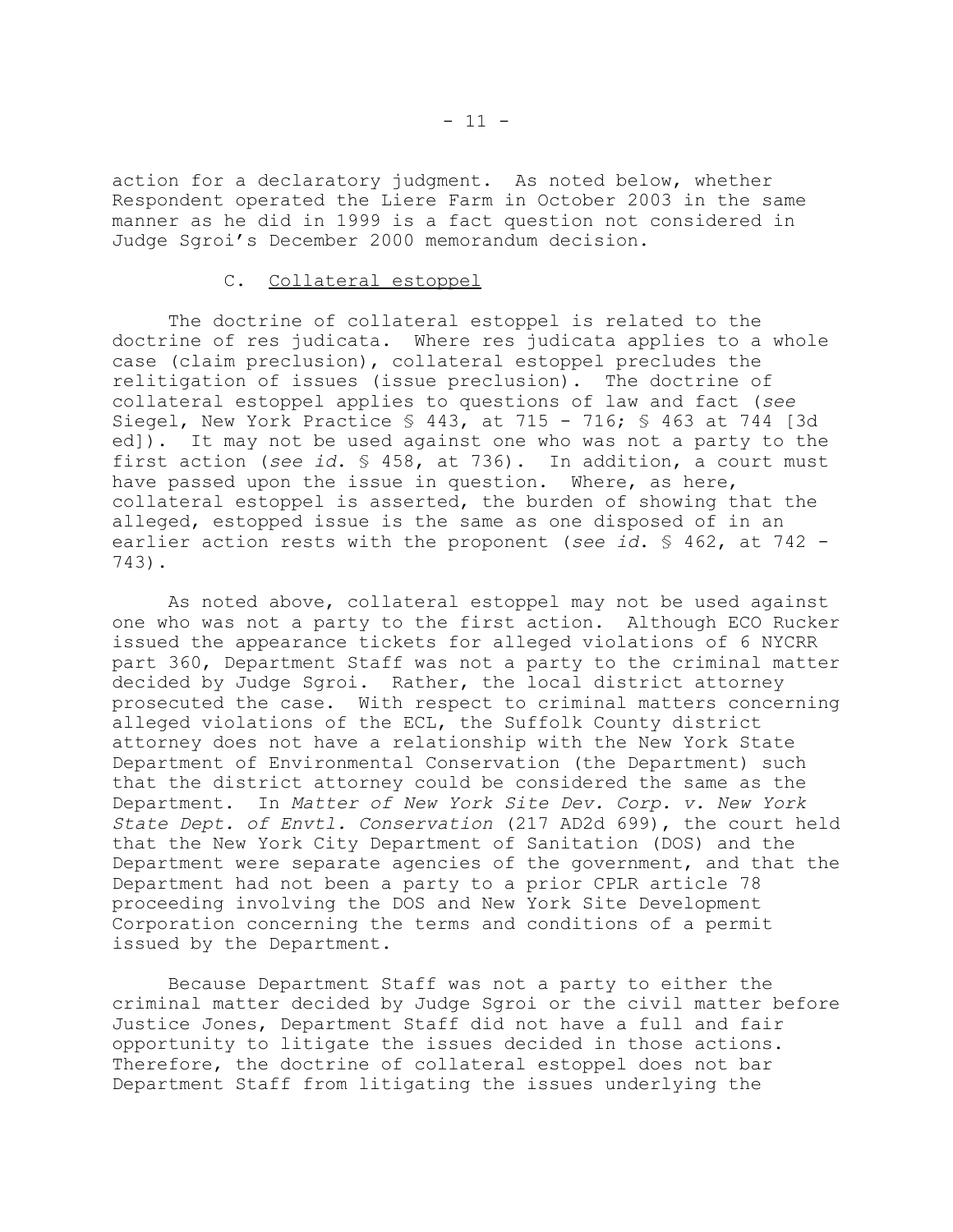action for a declaratory judgment. As noted below, whether Respondent operated the Liere Farm in October 2003 in the same manner as he did in 1999 is a fact question not considered in Judge Sgroi's December 2000 memorandum decision.

C. Collateral estoppel

The doctrine of collateral estoppel is related to the doctrine of res judicata. Where res judicata applies to a whole case (claim preclusion), collateral estoppel precludes the relitigation of issues (issue preclusion). The doctrine of collateral estoppel applies to questions of law and fact (*see* Siegel, New York Practice § 443, at 715 - 716; § 463 at 744 [3d ed]). It may not be used against one who was not a party to the first action (*see id.* § 458, at 736). In addition, a court must have passed upon the issue in question. Where, as here, collateral estoppel is asserted, the burden of showing that the alleged, estopped issue is the same as one disposed of in an earlier action rests with the proponent (*see id.* § 462, at 742 - 743).

As noted above, collateral estoppel may not be used against one who was not a party to the first action. Although ECO Rucker issued the appearance tickets for alleged violations of 6 NYCRR part 360, Department Staff was not a party to the criminal matter decided by Judge Sgroi. Rather, the local district attorney prosecuted the case. With respect to criminal matters concerning alleged violations of the ECL, the Suffolk County district attorney does not have a relationship with the New York State Department of Environmental Conservation (the Department) such that the district attorney could be considered the same as the Department. In *Matter of New York Site Dev. Corp. v. New York State Dept. of Envtl. Conservation* (217 AD2d 699), the court held that the New York City Department of Sanitation (DOS) and the Department were separate agencies of the government, and that the Department had not been a party to a prior CPLR article 78 proceeding involving the DOS and New York Site Development Corporation concerning the terms and conditions of a permit issued by the Department.

Because Department Staff was not a party to either the criminal matter decided by Judge Sgroi or the civil matter before Justice Jones, Department Staff did not have a full and fair opportunity to litigate the issues decided in those actions. Therefore, the doctrine of collateral estoppel does not bar Department Staff from litigating the issues underlying the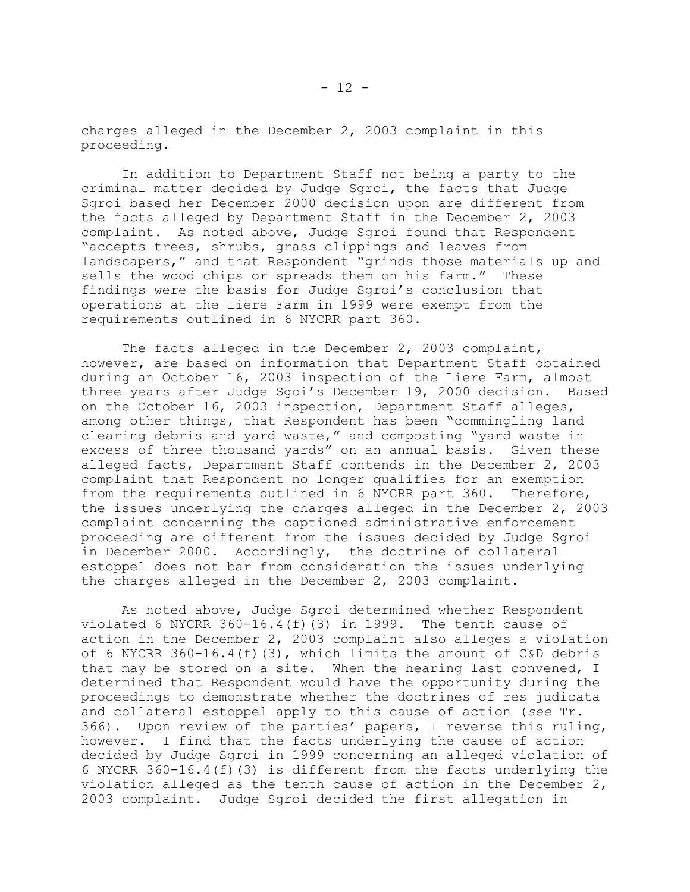charges alleged in the December 2, 2003 complaint in this proceeding.

In addition to Department Staff not being a party to the criminal matter decided by Judge Sgroi, the facts that Judge Sgroi based her December 2000 decision upon are different from the facts alleged by Department Staff in the December 2, 2003 complaint. As noted above, Judge Sgroi found that Respondent "accepts trees, shrubs, grass clippings and leaves from landscapers," and that Respondent "grinds those materials up and sells the wood chips or spreads them on his farm." These findings were the basis for Judge Sgroi's conclusion that operations at the Liere Farm in 1999 were exempt from the requirements outlined in 6 NYCRR part 360.

The facts alleged in the December 2, 2003 complaint, however, are based on information that Department Staff obtained during an October 16, 2003 inspection of the Liere Farm, almost three years after Judge Sgoi's December 19, 2000 decision. Based on the October 16, 2003 inspection, Department Staff alleges, among other things, that Respondent has been "commingling land clearing debris and yard waste," and composting "yard waste in excess of three thousand yards" on an annual basis. Given these alleged facts, Department Staff contends in the December 2, 2003 complaint that Respondent no longer qualifies for an exemption from the requirements outlined in 6 NYCRR part 360. Therefore, the issues underlying the charges alleged in the December 2, 2003 complaint concerning the captioned administrative enforcement proceeding are different from the issues decided by Judge Sgroi in December 2000. Accordingly, the doctrine of collateral estoppel does not bar from consideration the issues underlying the charges alleged in the December 2, 2003 complaint.

As noted above, Judge Sgroi determined whether Respondent violated 6 NYCRR 360-16.4(f)(3) in 1999. The tenth cause of action in the December 2, 2003 complaint also alleges a violation of 6 NYCRR 360-16.4(f)(3), which limits the amount of C&D debris that may be stored on a site. When the hearing last convened, I determined that Respondent would have the opportunity during the proceedings to demonstrate whether the doctrines of res judicata and collateral estoppel apply to this cause of action (*see* Tr. 366). Upon review of the parties' papers, I reverse this ruling, however. I find that the facts underlying the cause of action decided by Judge Sgroi in 1999 concerning an alleged violation of 6 NYCRR 360-16.4(f)(3) is different from the facts underlying the violation alleged as the tenth cause of action in the December 2, 2003 complaint. Judge Sgroi decided the first allegation in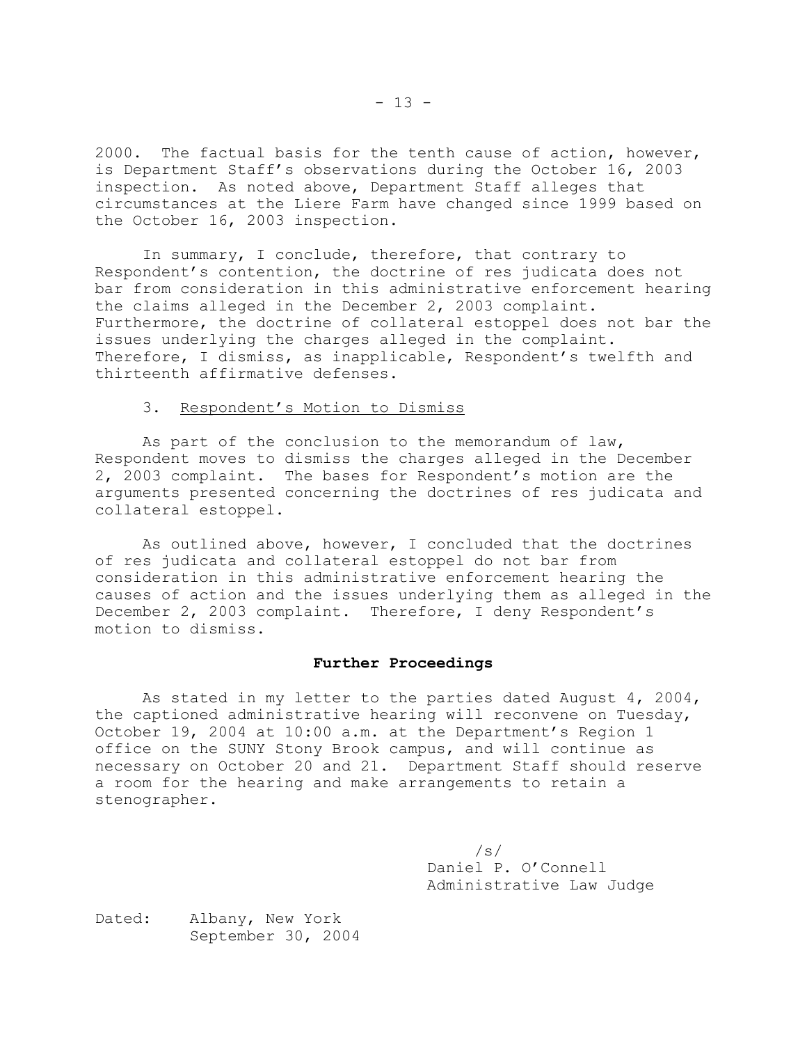2000. The factual basis for the tenth cause of action, however, is Department Staff's observations during the October 16, 2003 inspection. As noted above, Department Staff alleges that circumstances at the Liere Farm have changed since 1999 based on the October 16, 2003 inspection.

In summary, I conclude, therefore, that contrary to Respondent's contention, the doctrine of res judicata does not bar from consideration in this administrative enforcement hearing the claims alleged in the December 2, 2003 complaint. Furthermore, the doctrine of collateral estoppel does not bar the issues underlying the charges alleged in the complaint. Therefore, I dismiss, as inapplicable, Respondent's twelfth and thirteenth affirmative defenses.

3. <u>Respondent's Motion to Dismiss</u>

As part of the conclusion to the memorandum of law, Respondent moves to dismiss the charges alleged in the December 2, 2003 complaint. The bases for Respondent's motion are the arguments presented concerning the doctrines of res judicata and collateral estoppel.

As outlined above, however, I concluded that the doctrines of res judicata and collateral estoppel do not bar from consideration in this administrative enforcement hearing the causes of action and the issues underlying them as alleged in the December 2, 2003 complaint. Therefore, I deny Respondent's motion to dismiss.

**Further Proceedings**

As stated in my letter to the parties dated August 4, 2004, the captioned administrative hearing will reconvene on Tuesday, October 19, 2004 at 10:00 a.m. at the Department's Region 1 office on the SUNY Stony Brook campus, and will continue as necessary on October 20 and 21. Department Staff should reserve a room for the hearing and make arrangements to retain a stenographer.

/s/
Daniel P. O'Connell
Administrative Law Judge

Dated: Albany, New York
September 30, 2004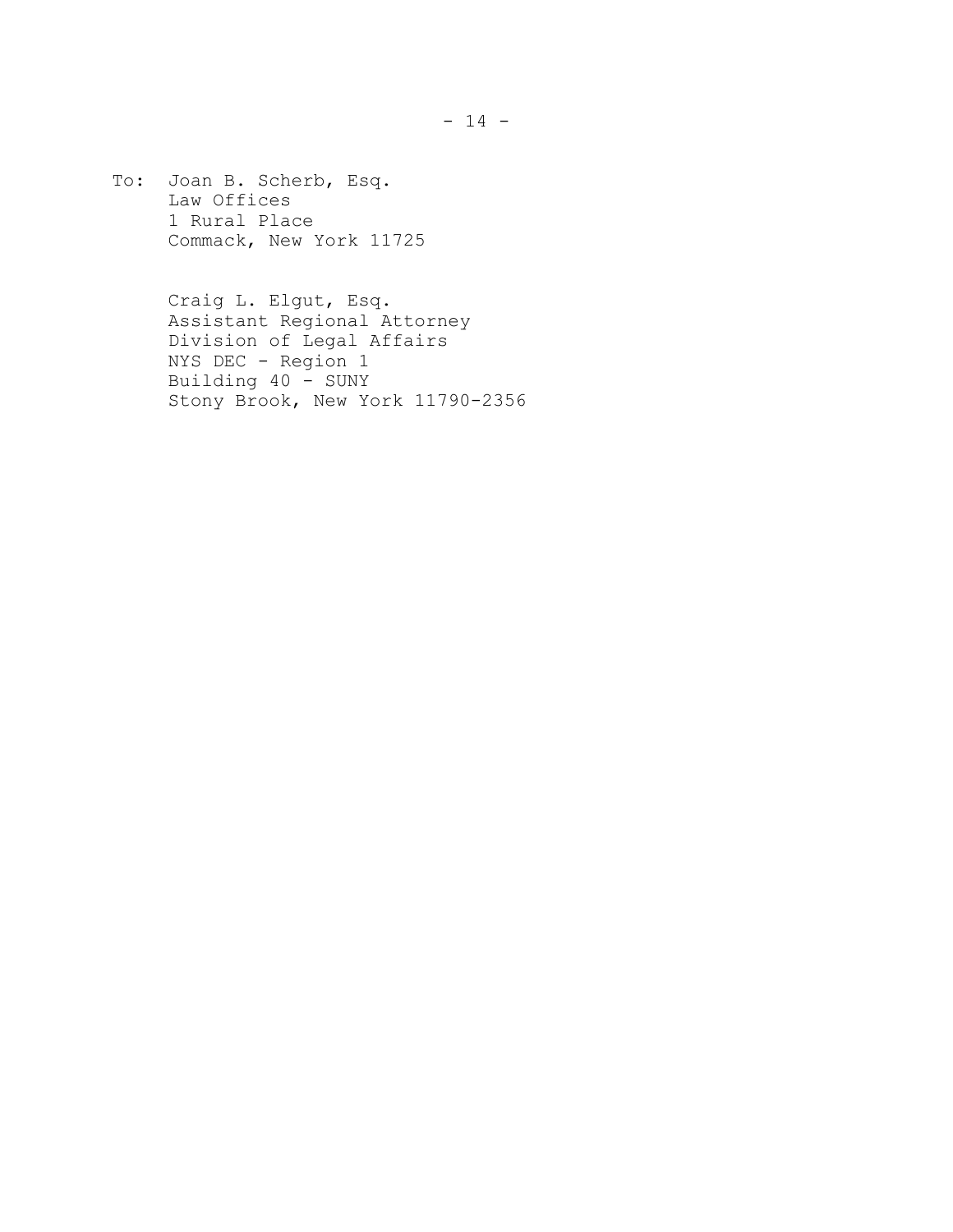To: Joan B. Scherb, Esq.
Law Offices
1 Rural Place
Commack, New York 11725

Craig L. Elgut, Esq.
Assistant Regional Attorney
Division of Legal Affairs
NYS DEC - Region 1
Building 40 - SUNY
Stony Brook, New York 11790-2356